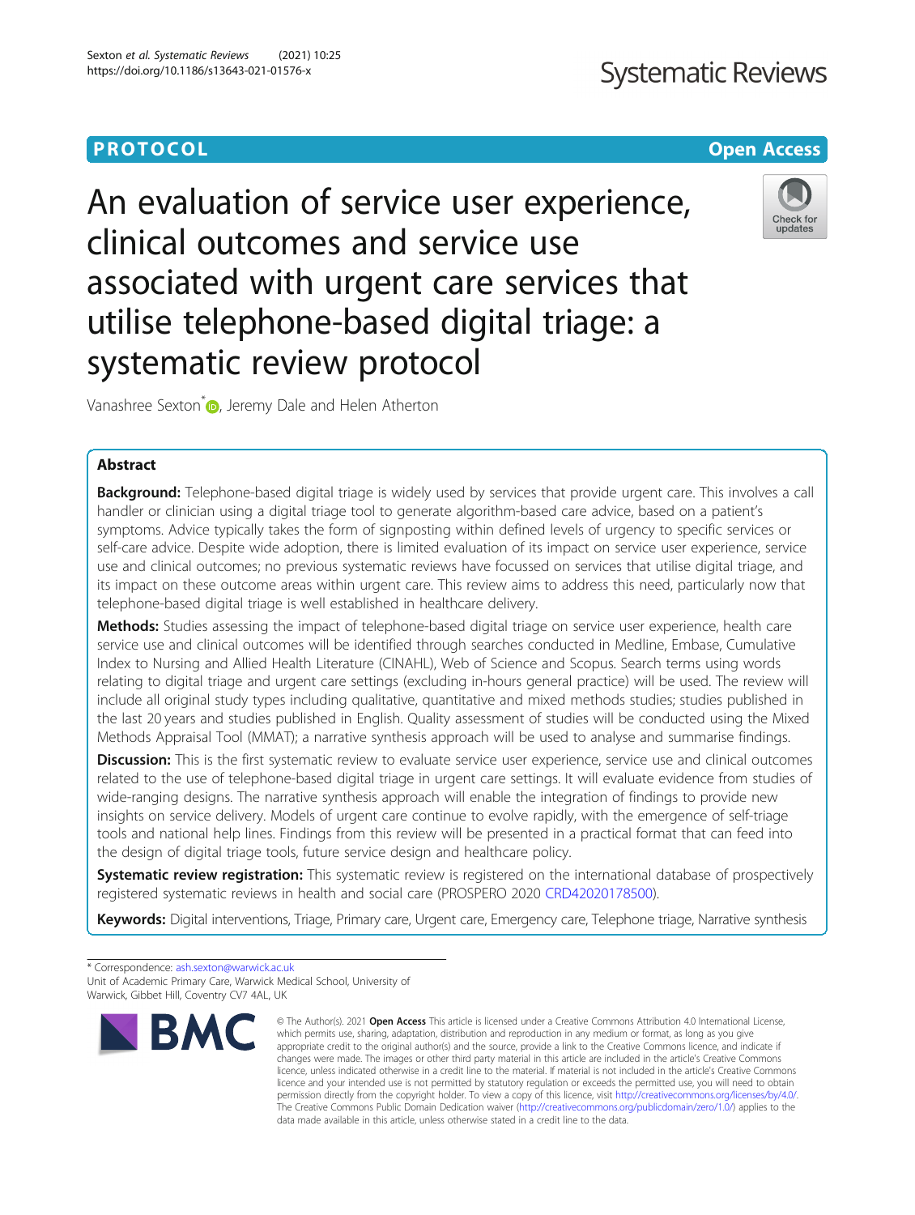PROTOCOL

Open Access

# An evaluation of service user experience, clinical outcomes and service use associated with urgent care services that utilise telephone-based digital triage: a systematic review protocol

Vanashree Sexton*, Jeremy Dale and Helen Atherton

## Abstract

**Background:** Telephone-based digital triage is widely used by services that provide urgent care. This involves a call handler or clinician using a digital triage tool to generate algorithm-based care advice, based on a patient's symptoms. Advice typically takes the form of signposting within defined levels of urgency to specific services or self-care advice. Despite wide adoption, there is limited evaluation of its impact on service user experience, service use and clinical outcomes; no previous systematic reviews have focussed on services that utilise digital triage, and its impact on these outcome areas within urgent care. This review aims to address this need, particularly now that telephone-based digital triage is well established in healthcare delivery.

**Methods:** Studies assessing the impact of telephone-based digital triage on service user experience, health care service use and clinical outcomes will be identified through searches conducted in Medline, Embase, Cumulative Index to Nursing and Allied Health Literature (CINAHL), Web of Science and Scopus. Search terms using words relating to digital triage and urgent care settings (excluding in-hours general practice) will be used. The review will include all original study types including qualitative, quantitative and mixed methods studies; studies published in the last 20 years and studies published in English. Quality assessment of studies will be conducted using the Mixed Methods Appraisal Tool (MMAT); a narrative synthesis approach will be used to analyse and summarise findings.

**Discussion:** This is the first systematic review to evaluate service user experience, service use and clinical outcomes related to the use of telephone-based digital triage in urgent care settings. It will evaluate evidence from studies of wide-ranging designs. The narrative synthesis approach will enable the integration of findings to provide new insights on service delivery. Models of urgent care continue to evolve rapidly, with the emergence of self-triage tools and national help lines. Findings from this review will be presented in a practical format that can feed into the design of digital triage tools, future service design and healthcare policy.

**Systematic review registration:** This systematic review is registered on the international database of prospectively registered systematic reviews in health and social care (PROSPERO 2020 CRD42020178500).

**Keywords:** Digital interventions, Triage, Primary care, Urgent care, Emergency care, Telephone triage, Narrative synthesis

* Correspondence: ash.sexton@warwick.ac.uk
Unit of Academic Primary Care, Warwick Medical School, University of Warwick, Gibbet Hill, Coventry CV7 4AL, UK

© The Author(s). 2021 **Open Access** This article is licensed under a Creative Commons Attribution 4.0 International License, which permits use, sharing, adaptation, distribution and reproduction in any medium or format, as long as you give appropriate credit to the original author(s) and the source, provide a link to the Creative Commons licence, and indicate if changes were made. The images or other third party material in this article are included in the article's Creative Commons licence, unless indicated otherwise in a credit line to the material. If material is not included in the article's Creative Commons licence and your intended use is not permitted by statutory regulation or exceeds the permitted use, you will need to obtain permission directly from the copyright holder. To view a copy of this licence, visit http://creativecommons.org/licenses/by/4.0/. The Creative Commons Public Domain Dedication waiver (http://creativecommons.org/publicdomain/zero/1.0/) applies to the data made available in this article, unless otherwise stated in a credit line to the data.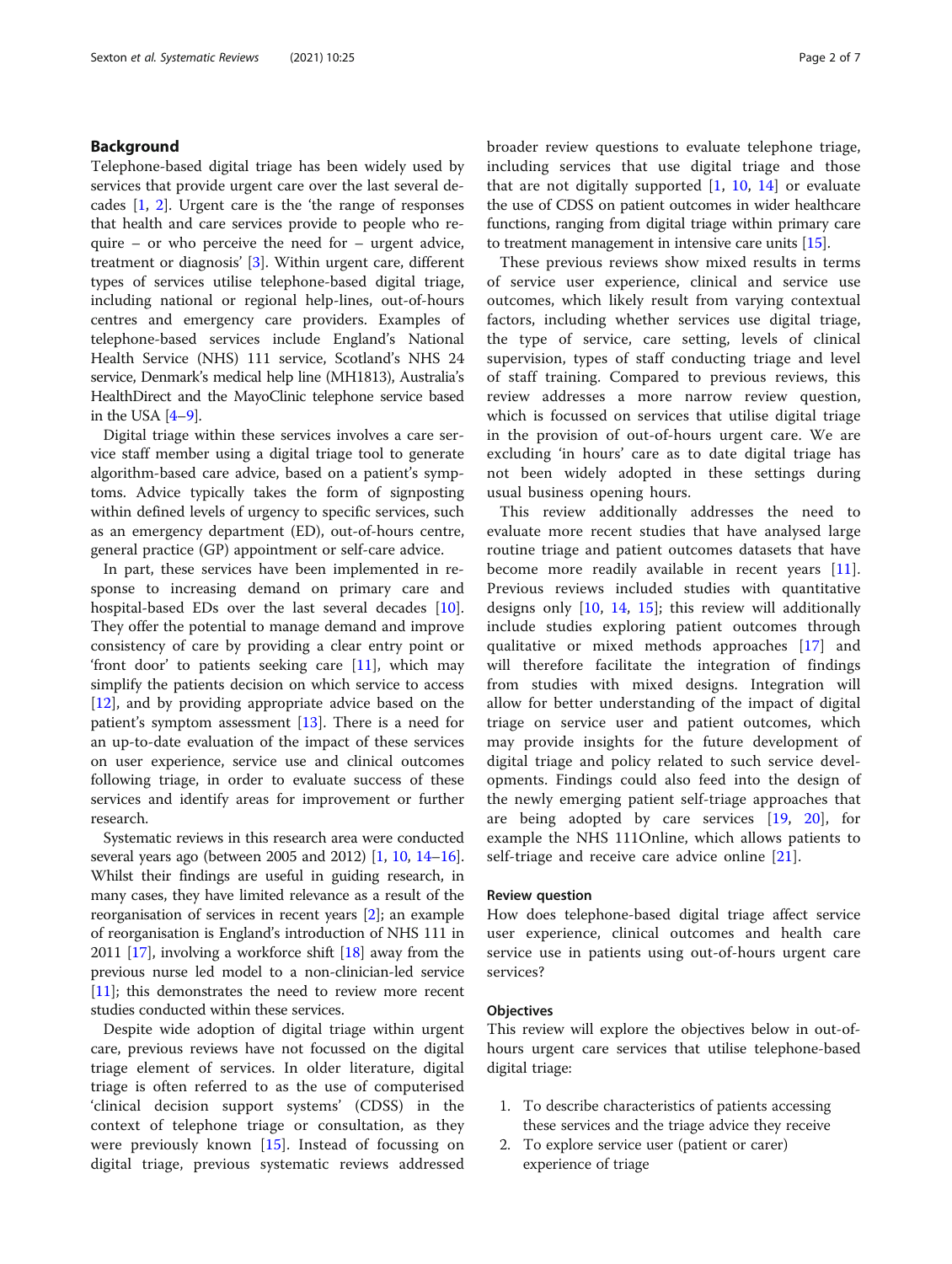## Background

Telephone-based digital triage has been widely used by services that provide urgent care over the last several decades [1, 2]. Urgent care is the 'the range of responses that health and care services provide to people who require – or who perceive the need for – urgent advice, treatment or diagnosis' [3]. Within urgent care, different types of services utilise telephone-based digital triage, including national or regional help-lines, out-of-hours centres and emergency care providers. Examples of telephone-based services include England's National Health Service (NHS) 111 service, Scotland's NHS 24 service, Denmark's medical help line (MH1813), Australia's HealthDirect and the MayoClinic telephone service based in the USA [4–9].

Digital triage within these services involves a care service staff member using a digital triage tool to generate algorithm-based care advice, based on a patient's symptoms. Advice typically takes the form of signposting within defined levels of urgency to specific services, such as an emergency department (ED), out-of-hours centre, general practice (GP) appointment or self-care advice.

In part, these services have been implemented in response to increasing demand on primary care and hospital-based EDs over the last several decades [10]. They offer the potential to manage demand and improve consistency of care by providing a clear entry point or 'front door' to patients seeking care [11], which may simplify the patients decision on which service to access [12], and by providing appropriate advice based on the patient's symptom assessment [13]. There is a need for an up-to-date evaluation of the impact of these services on user experience, service use and clinical outcomes following triage, in order to evaluate success of these services and identify areas for improvement or further research.

Systematic reviews in this research area were conducted several years ago (between 2005 and 2012) [1, 10, 14–16]. Whilst their findings are useful in guiding research, in many cases, they have limited relevance as a result of the reorganisation of services in recent years [2]; an example of reorganisation is England's introduction of NHS 111 in 2011 [17], involving a workforce shift [18] away from the previous nurse led model to a non-clinician-led service [11]; this demonstrates the need to review more recent studies conducted within these services.

Despite wide adoption of digital triage within urgent care, previous reviews have not focussed on the digital triage element of services. In older literature, digital triage is often referred to as the use of computerised 'clinical decision support systems' (CDSS) in the context of telephone triage or consultation, as they were previously known [15]. Instead of focussing on digital triage, previous systematic reviews addressed broader review questions to evaluate telephone triage, including services that use digital triage and those that are not digitally supported [1, 10, 14] or evaluate the use of CDSS on patient outcomes in wider healthcare functions, ranging from digital triage within primary care to treatment management in intensive care units [15].

These previous reviews show mixed results in terms of service user experience, clinical and service use outcomes, which likely result from varying contextual factors, including whether services use digital triage, the type of service, care setting, levels of clinical supervision, types of staff conducting triage and level of staff training. Compared to previous reviews, this review addresses a more narrow review question, which is focussed on services that utilise digital triage in the provision of out-of-hours urgent care. We are excluding 'in hours' care as to date digital triage has not been widely adopted in these settings during usual business opening hours.

This review additionally addresses the need to evaluate more recent studies that have analysed large routine triage and patient outcomes datasets that have become more readily available in recent years [11]. Previous reviews included studies with quantitative designs only [10, 14, 15]; this review will additionally include studies exploring patient outcomes through qualitative or mixed methods approaches [17] and will therefore facilitate the integration of findings from studies with mixed designs. Integration will allow for better understanding of the impact of digital triage on service user and patient outcomes, which may provide insights for the future development of digital triage and policy related to such service developments. Findings could also feed into the design of the newly emerging patient self-triage approaches that are being adopted by care services [19, 20], for example the NHS 111Online, which allows patients to self-triage and receive care advice online [21].

### Review question

How does telephone-based digital triage affect service user experience, clinical outcomes and health care service use in patients using out-of-hours urgent care services?

### Objectives

This review will explore the objectives below in out-of-hours urgent care services that utilise telephone-based digital triage:

1. To describe characteristics of patients accessing these services and the triage advice they receive
2. To explore service user (patient or carer) experience of triage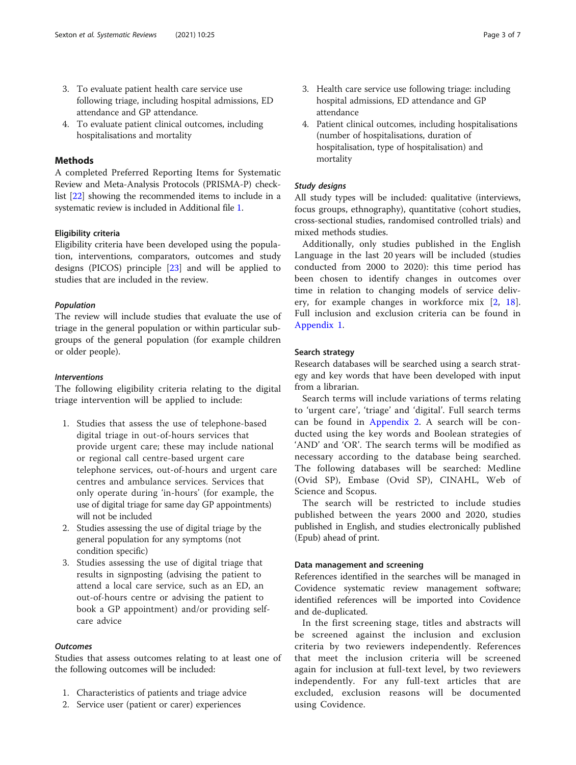3. To evaluate patient health care service use following triage, including hospital admissions, ED attendance and GP attendance.
4. To evaluate patient clinical outcomes, including hospitalisations and mortality

## Methods

A completed Preferred Reporting Items for Systematic Review and Meta-Analysis Protocols (PRISMA-P) checklist [22] showing the recommended items to include in a systematic review is included in Additional file 1.

### Eligibility criteria

Eligibility criteria have been developed using the population, interventions, comparators, outcomes and study designs (PICOS) principle [23] and will be applied to studies that are included in the review.

#### *Population*

The review will include studies that evaluate the use of triage in the general population or within particular subgroups of the general population (for example children or older people).

#### *Interventions*

The following eligibility criteria relating to the digital triage intervention will be applied to include:

1. Studies that assess the use of telephone-based digital triage in out-of-hours services that provide urgent care; these may include national or regional call centre-based urgent care telephone services, out-of-hours and urgent care centres and ambulance services. Services that only operate during 'in-hours' (for example, the use of digital triage for same day GP appointments) will not be included
2. Studies assessing the use of digital triage by the general population for any symptoms (not condition specific)
3. Studies assessing the use of digital triage that results in signposting (advising the patient to attend a local care service, such as an ED, an out-of-hours centre or advising the patient to book a GP appointment) and/or providing self-care advice

#### *Outcomes*

Studies that assess outcomes relating to at least one of the following outcomes will be included:

1. Characteristics of patients and triage advice
2. Service user (patient or carer) experiences
3. Health care service use following triage: including hospital admissions, ED attendance and GP attendance
4. Patient clinical outcomes, including hospitalisations (number of hospitalisations, duration of hospitalisation, type of hospitalisation) and mortality

#### *Study designs*

All study types will be included: qualitative (interviews, focus groups, ethnography), quantitative (cohort studies, cross-sectional studies, randomised controlled trials) and mixed methods studies.

Additionally, only studies published in the English Language in the last 20 years will be included (studies conducted from 2000 to 2020): this time period has been chosen to identify changes in outcomes over time in relation to changing models of service delivery, for example changes in workforce mix [2, 18]. Full inclusion and exclusion criteria can be found in Appendix 1.

### Search strategy

Research databases will be searched using a search strategy and key words that have been developed with input from a librarian.

Search terms will include variations of terms relating to 'urgent care', 'triage' and 'digital'. Full search terms can be found in Appendix 2. A search will be conducted using the key words and Boolean strategies of 'AND' and 'OR'. The search terms will be modified as necessary according to the database being searched. The following databases will be searched: Medline (Ovid SP), Embase (Ovid SP), CINAHL, Web of Science and Scopus.

The search will be restricted to include studies published between the years 2000 and 2020, studies published in English, and studies electronically published (Epub) ahead of print.

### Data management and screening

References identified in the searches will be managed in Covidence systematic review management software; identified references will be imported into Covidence and de-duplicated.

In the first screening stage, titles and abstracts will be screened against the inclusion and exclusion criteria by two reviewers independently. References that meet the inclusion criteria will be screened again for inclusion at full-text level, by two reviewers independently. For any full-text articles that are excluded, exclusion reasons will be documented using Covidence.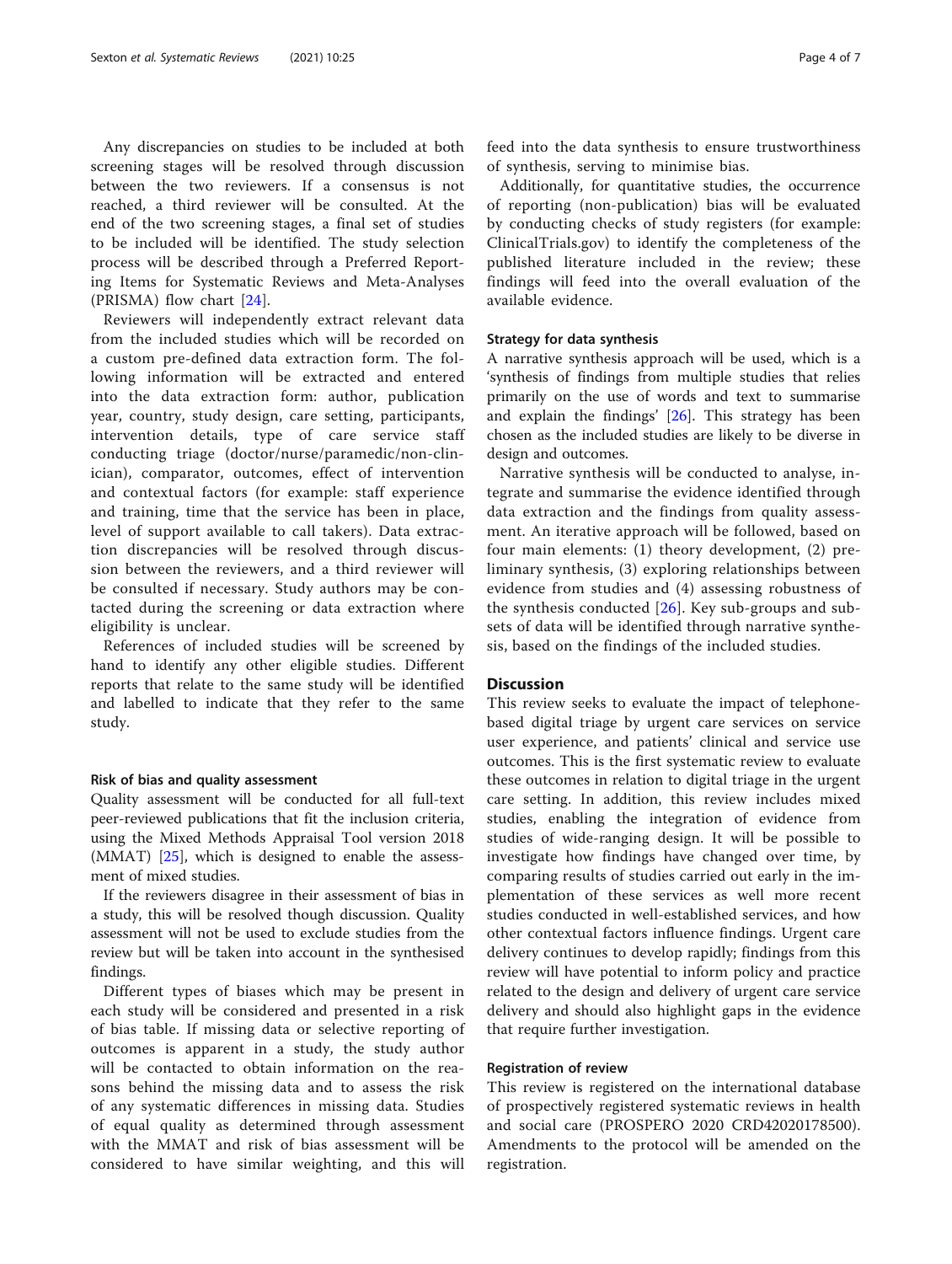Any discrepancies on studies to be included at both screening stages will be resolved through discussion between the two reviewers. If a consensus is not reached, a third reviewer will be consulted. At the end of the two screening stages, a final set of studies to be included will be identified. The study selection process will be described through a Preferred Reporting Items for Systematic Reviews and Meta-Analyses (PRISMA) flow chart [24].

Reviewers will independently extract relevant data from the included studies which will be recorded on a custom pre-defined data extraction form. The following information will be extracted and entered into the data extraction form: author, publication year, country, study design, care setting, participants, intervention details, type of care service staff conducting triage (doctor/nurse/paramedic/non-clinician), comparator, outcomes, effect of intervention and contextual factors (for example: staff experience and training, time that the service has been in place, level of support available to call takers). Data extraction discrepancies will be resolved through discussion between the reviewers, and a third reviewer will be consulted if necessary. Study authors may be contacted during the screening or data extraction where eligibility is unclear.

References of included studies will be screened by hand to identify any other eligible studies. Different reports that relate to the same study will be identified and labelled to indicate that they refer to the same study.

### Risk of bias and quality assessment

Quality assessment will be conducted for all full-text peer-reviewed publications that fit the inclusion criteria, using the Mixed Methods Appraisal Tool version 2018 (MMAT) [25], which is designed to enable the assessment of mixed studies.

If the reviewers disagree in their assessment of bias in a study, this will be resolved though discussion. Quality assessment will not be used to exclude studies from the review but will be taken into account in the synthesised findings.

Different types of biases which may be present in each study will be considered and presented in a risk of bias table. If missing data or selective reporting of outcomes is apparent in a study, the study author will be contacted to obtain information on the reasons behind the missing data and to assess the risk of any systematic differences in missing data. Studies of equal quality as determined through assessment with the MMAT and risk of bias assessment will be considered to have similar weighting, and this will feed into the data synthesis to ensure trustworthiness of synthesis, serving to minimise bias.

Additionally, for quantitative studies, the occurrence of reporting (non-publication) bias will be evaluated by conducting checks of study registers (for example: ClinicalTrials.gov) to identify the completeness of the published literature included in the review; these findings will feed into the overall evaluation of the available evidence.

### Strategy for data synthesis

A narrative synthesis approach will be used, which is a 'synthesis of findings from multiple studies that relies primarily on the use of words and text to summarise and explain the findings' [26]. This strategy has been chosen as the included studies are likely to be diverse in design and outcomes.

Narrative synthesis will be conducted to analyse, integrate and summarise the evidence identified through data extraction and the findings from quality assessment. An iterative approach will be followed, based on four main elements: (1) theory development, (2) preliminary synthesis, (3) exploring relationships between evidence from studies and (4) assessing robustness of the synthesis conducted [26]. Key sub-groups and subsets of data will be identified through narrative synthesis, based on the findings of the included studies.

## Discussion

This review seeks to evaluate the impact of telephone-based digital triage by urgent care services on service user experience, and patients' clinical and service use outcomes. This is the first systematic review to evaluate these outcomes in relation to digital triage in the urgent care setting. In addition, this review includes mixed studies, enabling the integration of evidence from studies of wide-ranging design. It will be possible to investigate how findings have changed over time, by comparing results of studies carried out early in the implementation of these services as well more recent studies conducted in well-established services, and how other contextual factors influence findings. Urgent care delivery continues to develop rapidly; findings from this review will have potential to inform policy and practice related to the design and delivery of urgent care service delivery and should also highlight gaps in the evidence that require further investigation.

### Registration of review

This review is registered on the international database of prospectively registered systematic reviews in health and social care (PROSPERO 2020 CRD42020178500). Amendments to the protocol will be amended on the registration.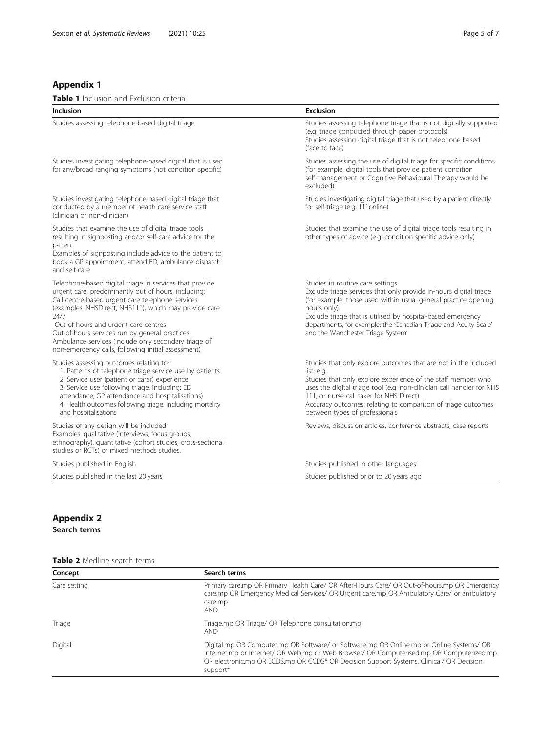## Appendix 1

**Table 1** Inclusion and Exclusion criteria

| Inclusion | Exclusion |
| --- | --- |
| Studies assessing telephone-based digital triage | Studies assessing telephone triage that is not digitally supported (e.g. triage conducted through paper protocols)<br>Studies assessing digital triage that is not telephone based (face to face) |
| Studies investigating telephone-based digital that is used for any/broad ranging symptoms (not condition specific) | Studies assessing the use of digital triage for specific conditions (for example, digital tools that provide patient condition self-management or Cognitive Behavioural Therapy would be excluded) |
| Studies investigating telephone-based digital triage that conducted by a member of health care service staff (clinician or non-clinician) | Studies investigating digital triage that used by a patient directly for self-triage (e.g. 111online) |
| Studies that examine the use of digital triage tools resulting in signposting and/or self-care advice for the patient:<br>Examples of signposting include advice to the patient to book a GP appointment, attend ED, ambulance dispatch and self-care | Studies that examine the use of digital triage tools resulting in other types of advice (e.g. condition specific advice only) |
| Telephone-based digital triage in services that provide urgent care, predominantly out of hours, including:<br>Call centre-based urgent care telephone services (examples: NHSDirect, NHS111), which may provide care 24/7<br>Out-of-hours and urgent care centres<br>Out-of-hours services run by general practices<br>Ambulance services (include only secondary triage of non-emergency calls, following initial assessment) | Studies in routine care settings.<br>Exclude triage services that only provide in-hours digital triage (for example, those used within usual general practice opening hours only).<br>Exclude triage that is utilised by hospital-based emergency departments, for example: the 'Canadian Triage and Acuity Scale' and the 'Manchester Triage System' |
| Studies assessing outcomes relating to:<br>1. Patterns of telephone triage service use by patients<br>2. Service user (patient or carer) experience<br>3. Service use following triage, including: ED attendance, GP attendance and hospitalisations)<br>4. Health outcomes following triage, including mortality and hospitalisations | Studies that only explore outcomes that are not in the included list: e.g.<br>Studies that only explore experience of the staff member who uses the digital triage tool (e.g. non-clinician call handler for NHS 111, or nurse call taker for NHS Direct)<br>Accuracy outcomes: relating to comparison of triage outcomes between types of professionals |
| Studies of any design will be included<br>Examples: qualitative (interviews, focus groups, ethnography), quantitative (cohort studies, cross-sectional studies or RCTs) or mixed methods studies. | Reviews, discussion articles, conference abstracts, case reports |
| Studies published in English | Studies published in other languages |
| Studies published in the last 20 years | Studies published prior to 20 years ago |

## Appendix 2

### Search terms

**Table 2** Medline search terms

| Concept | Search terms |
| --- | --- |
| Care setting | Primary care.mp OR Primary Health Care/ OR After-Hours Care/ OR Out-of-hours.mp OR Emergency care.mp OR Emergency Medical Services/ OR Urgent care.mp OR Ambulatory Care/ or ambulatory care.mp<br>AND |
| Triage | Triage.mp OR Triage/ OR Telephone consultation.mp<br>AND |
| Digital | Digital.mp OR Computer.mp OR Software/ or Software.mp OR Online.mp or Online Systems/ OR Internet.mp or Internet/ OR Web.mp or Web Browser/ OR Computerised.mp OR Computerized.mp OR electronic.mp OR ECDS.mp OR CCDS* OR Decision Support Systems, Clinical/ OR Decision support* |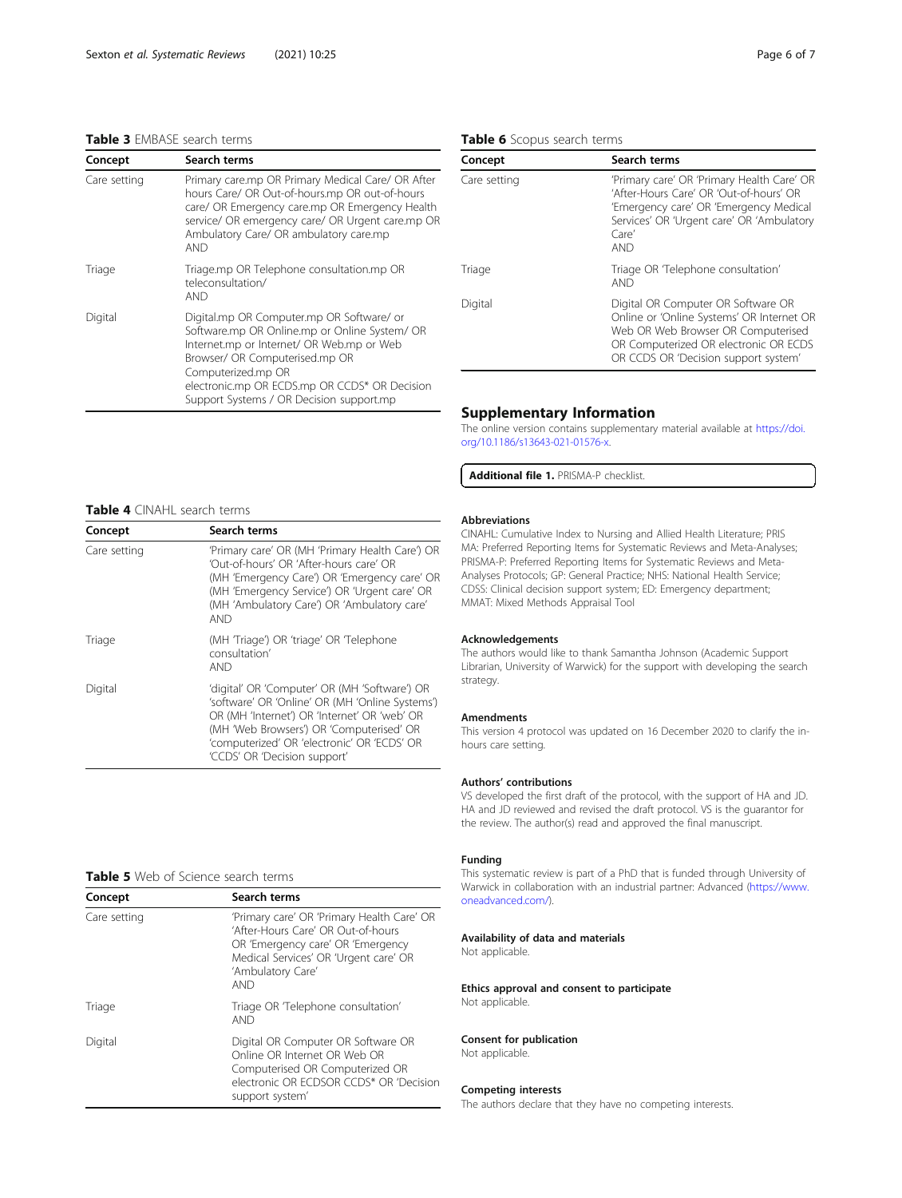**Table 3** EMBASE search terms

| Concept | Search terms |
| --- | --- |
| Care setting | Primary care.mp OR Primary Medical Care/ OR After hours Care/ OR Out-of-hours.mp OR out-of-hours care/ OR Emergency care.mp OR Emergency Health service/ OR emergency care/ OR Urgent care.mp OR Ambulatory Care/ OR ambulatory care.mp AND |
| Triage | Triage.mp OR Telephone consultation.mp OR teleconsultation/ AND |
| Digital | Digital.mp OR Computer.mp OR Software/ or Software.mp OR Online.mp or Online System/ OR Internet.mp or Internet/ OR Web.mp or Web Browser/ OR Computerised.mp OR Computerized.mp OR electronic.mp OR ECDS.mp OR CCDS* OR Decision Support Systems / OR Decision support.mp |

**Table 4** CINAHL search terms

| Concept | Search terms |
| --- | --- |
| Care setting | 'Primary care' OR (MH 'Primary Health Care') OR 'Out-of-hours' OR 'After-hours care' OR (MH 'Emergency Care') OR 'Emergency care' OR (MH 'Emergency Service') OR 'Urgent care' OR (MH 'Ambulatory Care') OR 'Ambulatory care' AND |
| Triage | (MH 'Triage') OR 'triage' OR 'Telephone consultation' AND |
| Digital | 'digital' OR 'Computer' OR (MH 'Software') OR 'software' OR 'Online' OR (MH 'Online Systems') OR (MH 'Internet') OR 'Internet' OR 'web' OR (MH 'Web Browsers') OR 'Computerised' OR 'computerized' OR 'electronic' OR 'ECDS' OR 'CCDS' OR 'Decision support' |

**Table 5** Web of Science search terms

| Concept | Search terms |
| --- | --- |
| Care setting | 'Primary care' OR 'Primary Health Care' OR 'After-Hours Care' OR Out-of-hours OR 'Emergency care' OR 'Emergency Medical Services' OR 'Urgent care' OR 'Ambulatory Care' AND |
| Triage | Triage OR 'Telephone consultation' AND |
| Digital | Digital OR Computer OR Software OR Online OR Internet OR Web OR Computerised OR Computerized OR electronic OR ECDSOR CCDS* OR 'Decision support system' |

**Table 6** Scopus search terms

| Concept | Search terms |
| --- | --- |
| Care setting | 'Primary care' OR 'Primary Health Care' OR 'After-Hours Care' OR 'Out-of-hours' OR 'Emergency care' OR 'Emergency Medical Services' OR 'Urgent care' OR 'Ambulatory Care' AND |
| Triage | Triage OR 'Telephone consultation' AND |
| Digital | Digital OR Computer OR Software OR Online or 'Online Systems' OR Internet OR Web OR Web Browser OR Computerised OR Computerized OR electronic OR ECDS OR CCDS OR 'Decision support system' |

## Supplementary Information

The online version contains supplementary material available at https://doi.org/10.1186/s13643-021-01576-x.

**Additional file 1.** PRISMA-P checklist.

### Abbreviations

CINAHL: Cumulative Index to Nursing and Allied Health Literature; PRISMA: Preferred Reporting Items for Systematic Reviews and Meta-Analyses; PRISMA-P: Preferred Reporting Items for Systematic Reviews and Meta-Analyses Protocols; GP: General Practice; NHS: National Health Service; CDSS: Clinical decision support system; ED: Emergency department; MMAT: Mixed Methods Appraisal Tool

### Acknowledgements

The authors would like to thank Samantha Johnson (Academic Support Librarian, University of Warwick) for the support with developing the search strategy.

### Amendments

This version 4 protocol was updated on 16 December 2020 to clarify the in-hours care setting.

### Authors' contributions

VS developed the first draft of the protocol, with the support of HA and JD. HA and JD reviewed and revised the draft protocol. VS is the guarantor for the review. The author(s) read and approved the final manuscript.

### Funding

This systematic review is part of a PhD that is funded through University of Warwick in collaboration with an industrial partner: Advanced (https://www.oneadvanced.com/).

### Availability of data and materials

Not applicable.

### Ethics approval and consent to participate

Not applicable.

### Consent for publication

Not applicable.

### Competing interests

The authors declare that they have no competing interests.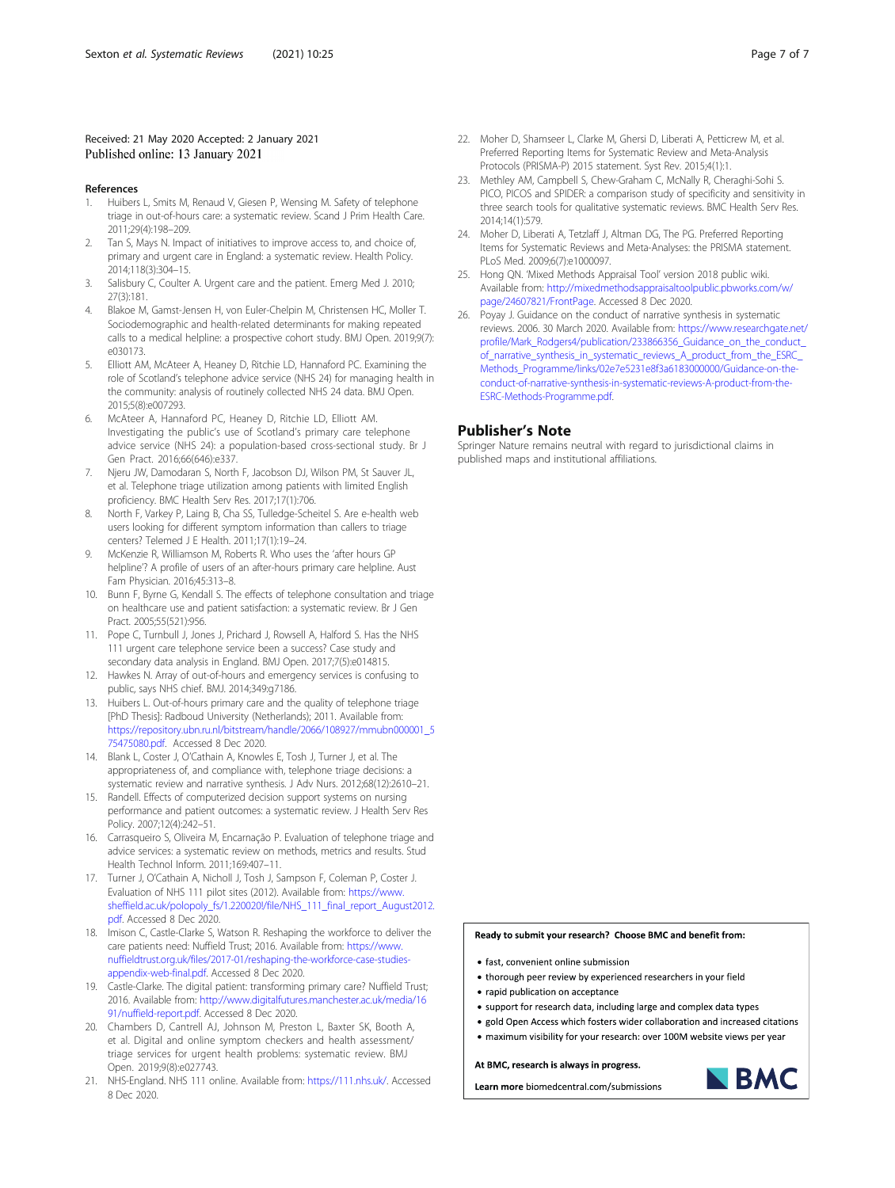Received: 21 May 2020 Accepted: 2 January 2021
Published online: 13 January 2021

## References

1. Huibers L, Smits M, Renaud V, Giesen P, Wensing M. Safety of telephone triage in out-of-hours care: a systematic review. Scand J Prim Health Care. 2011;29(4):198–209.
2. Tan S, Mays N. Impact of initiatives to improve access to, and choice of, primary and urgent care in England: a systematic review. Health Policy. 2014;118(3):304–15.
3. Salisbury C, Coulter A. Urgent care and the patient. Emerg Med J. 2010; 27(3):181.
4. Blakoe M, Gamst-Jensen H, von Euler-Chelpin M, Christensen HC, Moller T. Sociodemographic and health-related determinants for making repeated calls to a medical helpline: a prospective cohort study. BMJ Open. 2019;9(7): e030173.
5. Elliott AM, McAteer A, Heaney D, Ritchie LD, Hannaford PC. Examining the role of Scotland's telephone advice service (NHS 24) for managing health in the community: analysis of routinely collected NHS 24 data. BMJ Open. 2015;5(8):e007293.
6. McAteer A, Hannaford PC, Heaney D, Ritchie LD, Elliott AM. Investigating the public's use of Scotland's primary care telephone advice service (NHS 24): a population-based cross-sectional study. Br J Gen Pract. 2016;66(646):e337.
7. Njeru JW, Damodaran S, North F, Jacobson DJ, Wilson PM, St Sauver JL, et al. Telephone triage utilization among patients with limited English proficiency. BMC Health Serv Res. 2017;17(1):706.
8. North F, Varkey P, Laing B, Cha SS, Tulledge-Scheitel S. Are e-health web users looking for different symptom information than callers to triage centers? Telemed J E Health. 2011;17(1):19–24.
9. McKenzie R, Williamson M, Roberts R. Who uses the 'after hours GP helpline'? A profile of users of an after-hours primary care helpline. Aust Fam Physician. 2016;45:313–8.
10. Bunn F, Byrne G, Kendall S. The effects of telephone consultation and triage on healthcare use and patient satisfaction: a systematic review. Br J Gen Pract. 2005;55(521):956.
11. Pope C, Turnbull J, Jones J, Prichard J, Rowsell A, Halford S. Has the NHS 111 urgent care telephone service been a success? Case study and secondary data analysis in England. BMJ Open. 2017;7(5):e014815.
12. Hawkes N. Array of out-of-hours and emergency services is confusing to public, says NHS chief. BMJ. 2014;349:g7186.
13. Huibers L. Out-of-hours primary care and the quality of telephone triage [PhD Thesis]: Radboud University (Netherlands); 2011. Available from: https://repository.ubn.ru.nl/bitstream/handle/2066/108927/mmubn000001_575475080.pdf. Accessed 8 Dec 2020.
14. Blank L, Coster J, O'Cathain A, Knowles E, Tosh J, Turner J, et al. The appropriateness of, and compliance with, telephone triage decisions: a systematic review and narrative synthesis. J Adv Nurs. 2012;68(12):2610–21.
15. Randell. Effects of computerized decision support systems on nursing performance and patient outcomes: a systematic review. J Health Serv Res Policy. 2007;12(4):242–51.
16. Carrasqueiro S, Oliveira M, Encarnação P. Evaluation of telephone triage and advice services: a systematic review on methods, metrics and results. Stud Health Technol Inform. 2011;169:407–11.
17. Turner J, O'Cathain A, Nicholl J, Tosh J, Sampson F, Coleman P, Coster J. Evaluation of NHS 111 pilot sites (2012). Available from: https://www.sheffield.ac.uk/polopoly_fs/1.220020!/file/NHS_111_final_report_August2012.pdf. Accessed 8 Dec 2020.
18. Imison C, Castle-Clarke S, Watson R. Reshaping the workforce to deliver the care patients need: Nuffield Trust; 2016. Available from: https://www.nuffieldtrust.org.uk/files/2017-01/reshaping-the-workforce-case-studies-appendix-web-final.pdf. Accessed 8 Dec 2020.
19. Castle-Clarke. The digital patient: transforming primary care? Nuffield Trust; 2016. Available from: http://www.digitalfutures.manchester.ac.uk/media/1691/nuffield-report.pdf. Accessed 8 Dec 2020.
20. Chambers D, Cantrell AJ, Johnson M, Preston L, Baxter SK, Booth A, et al. Digital and online symptom checkers and health assessment/triage services for urgent health problems: systematic review. BMJ Open. 2019;9(8):e027743.
21. NHS-England. NHS 111 online. Available from: https://111.nhs.uk/. Accessed 8 Dec 2020.
22. Moher D, Shamseer L, Clarke M, Ghersi D, Liberati A, Petticrew M, et al. Preferred Reporting Items for Systematic Review and Meta-Analysis Protocols (PRISMA-P) 2015 statement. Syst Rev. 2015;4(1):1.
23. Methley AM, Campbell S, Chew-Graham C, McNally R, Cheraghi-Sohi S. PICO, PICOS and SPIDER: a comparison study of specificity and sensitivity in three search tools for qualitative systematic reviews. BMC Health Serv Res. 2014;14(1):579.
24. Moher D, Liberati A, Tetzlaff J, Altman DG, The PG. Preferred Reporting Items for Systematic Reviews and Meta-Analyses: the PRISMA statement. PLoS Med. 2009;6(7):e1000097.
25. Hong QN. 'Mixed Methods Appraisal Tool' version 2018 public wiki. Available from: http://mixedmethodsappraisaltoolpublic.pbworks.com/w/page/24607821/FrontPage. Accessed 8 Dec 2020.
26. Poyay J. Guidance on the conduct of narrative synthesis in systematic reviews. 2006. 30 March 2020. Available from: https://www.researchgate.net/profile/Mark_Rodgers4/publication/233866356_Guidance_on_the_conduct_of_narrative_synthesis_in_systematic_reviews_A_product_from_the_ESRC_Methods_Programme/links/02e7e5231e8f3a6183000000/Guidance-on-the-conduct-of-narrative-synthesis-in-systematic-reviews-A-product-from-the-ESRC-Methods-Programme.pdf.

## Publisher's Note

Springer Nature remains neutral with regard to jurisdictional claims in published maps and institutional affiliations.

**Ready to submit your research? Choose BMC and benefit from:**

- fast, convenient online submission
- thorough peer review by experienced researchers in your field
- rapid publication on acceptance
- support for research data, including large and complex data types
- gold Open Access which fosters wider collaboration and increased citations
- maximum visibility for your research: over 100M website views per year

**At BMC, research is always in progress.**

**Learn more** biomedcentral.com/submissions

BMC